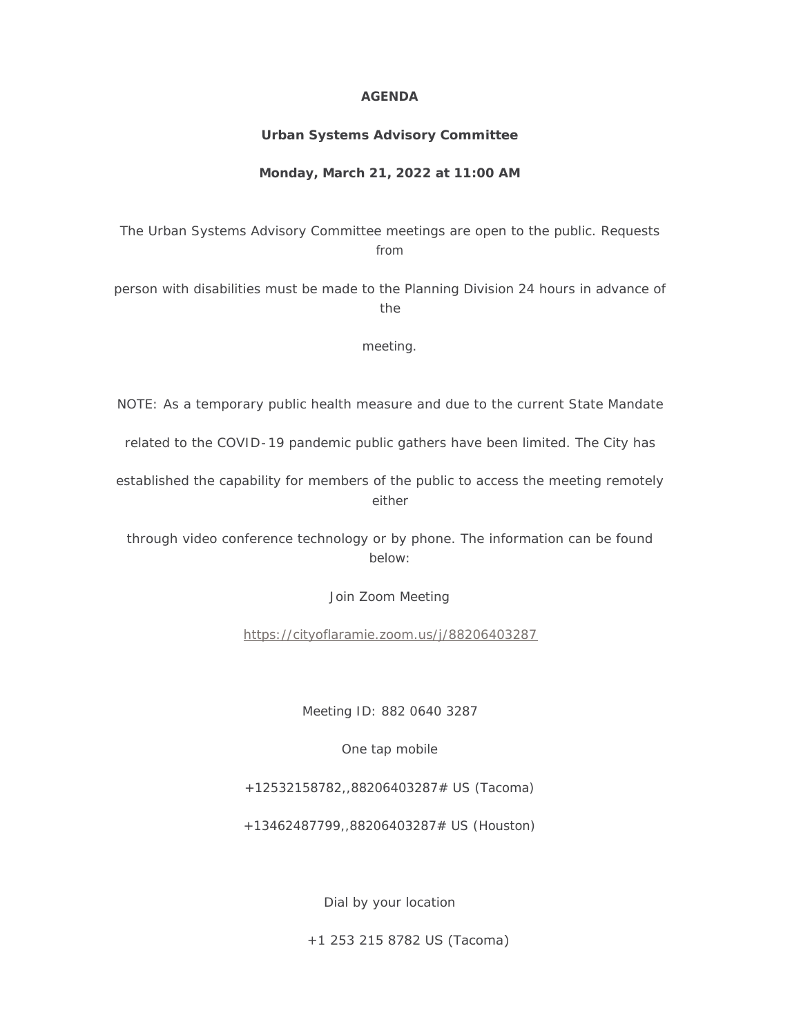**AGENDA**

**Urban Systems Advisory Committee**

**Monday, March 21, 2022 at 11:00 AM**

The Urban Systems Advisory Committee meetings are open to the public. Requests from person with disabilities must be made to the Planning Division 24 hours in advance of the meeting.

NOTE: As a temporary public health measure and due to the current State Mandate related to the COVID-19 pandemic public gathers have been limited. The City has established the capability for members of the public to access the meeting remotely either through video conference technology or by phone. The information can be found below:

Join Zoom Meeting

https://cityoflaramie.zoom.us/j/88206403287

Meeting ID: 882 0640 3287

One tap mobile

+12532158782,,88206403287# US (Tacoma)

+13462487799,,88206403287# US (Houston)

Dial by your location

+1 253 215 8782 US (Tacoma)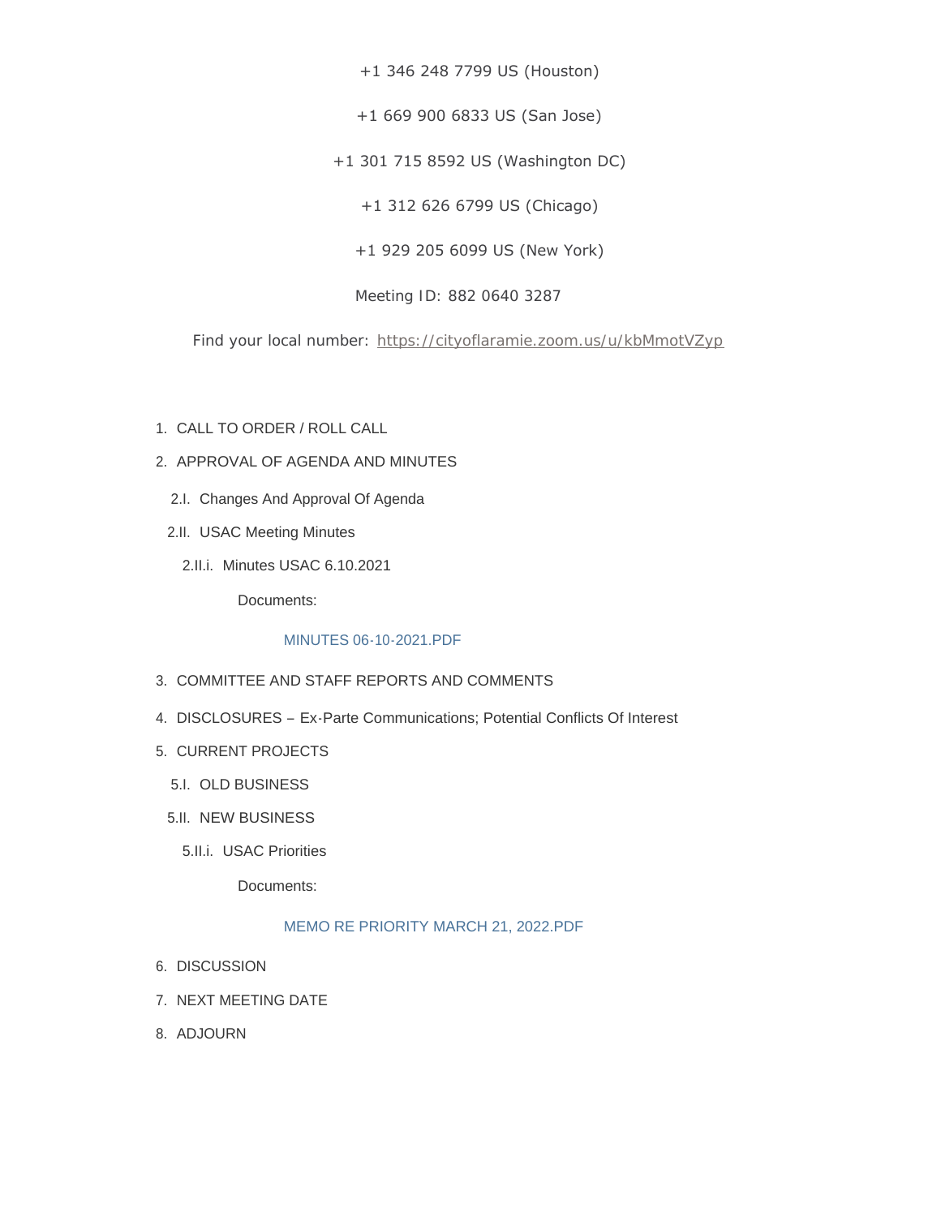+1 346 248 7799 US (Houston)

+1 669 900 6833 US (San Jose)

+1 301 715 8592 US (Washington DC)

+1 312 626 6799 US (Chicago)

+1 929 205 6099 US (New York)

Meeting ID: 882 0640 3287

Find your local number: https://cityoflaramie.zoom.us/u/kbMmotVZyp

1. CALL TO ORDER / ROLL CALL
2. APPROVAL OF AGENDA AND MINUTES
   - 2.I. Changes And Approval Of Agenda
   - 2.II. USAC Meeting Minutes
     - 2.II.i. Minutes USAC 6.10.2021

       Documents:

       MINUTES 06-10-2021.PDF
3. COMMITTEE AND STAFF REPORTS AND COMMENTS
4. DISCLOSURES – Ex-Parte Communications; Potential Conflicts Of Interest
5. CURRENT PROJECTS
   - 5.I. OLD BUSINESS
   - 5.II. NEW BUSINESS
     - 5.II.i. USAC Priorities

       Documents:

       MEMO RE PRIORITY MARCH 21, 2022.PDF
6. DISCUSSION
7. NEXT MEETING DATE
8. ADJOURN